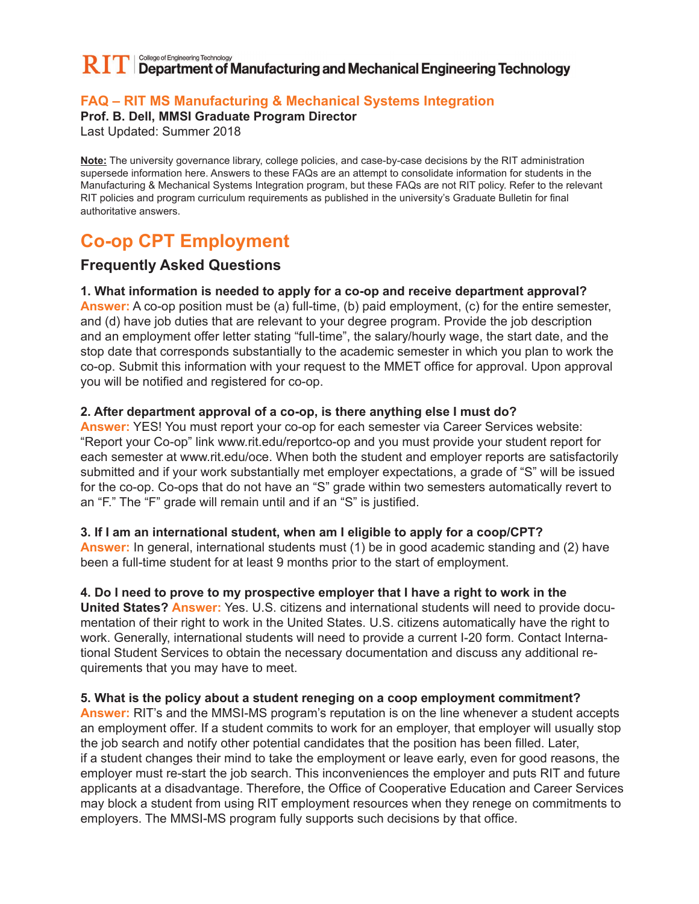RIT | College of Engineering Technology
**Department of Manufacturing and Mechanical Engineering Technology**

## FAQ – RIT MS Manufacturing & Mechanical Systems Integration

**Prof. B. Dell, MMSI Graduate Program Director**

Last Updated: Summer 2018

**Note:** The university governance library, college policies, and case-by-case decisions by the RIT administration supersede information here. Answers to these FAQs are an attempt to consolidate information for students in the Manufacturing & Mechanical Systems Integration program, but these FAQs are not RIT policy. Refer to the relevant RIT policies and program curriculum requirements as published in the university's Graduate Bulletin for final authoritative answers.

# Co-op CPT Employment

## Frequently Asked Questions

**1. What information is needed to apply for a co-op and receive department approval?**
**Answer:** A co-op position must be (a) full-time, (b) paid employment, (c) for the entire semester, and (d) have job duties that are relevant to your degree program. Provide the job description and an employment offer letter stating "full-time", the salary/hourly wage, the start date, and the stop date that corresponds substantially to the academic semester in which you plan to work the co-op. Submit this information with your request to the MMET office for approval. Upon approval you will be notified and registered for co-op.

**2. After department approval of a co-op, is there anything else I must do?**
**Answer:** YES! You must report your co-op for each semester via Career Services website: "Report your Co-op" link www.rit.edu/reportco-op and you must provide your student report for each semester at www.rit.edu/oce. When both the student and employer reports are satisfactorily submitted and if your work substantially met employer expectations, a grade of "S" will be issued for the co-op. Co-ops that do not have an "S" grade within two semesters automatically revert to an "F." The "F" grade will remain until and if an "S" is justified.

**3. If I am an international student, when am I eligible to apply for a coop/CPT?**
**Answer:** In general, international students must (1) be in good academic standing and (2) have been a full-time student for at least 9 months prior to the start of employment.

**4. Do I need to prove to my prospective employer that I have a right to work in the United States?** **Answer:** Yes. U.S. citizens and international students will need to provide documentation of their right to work in the United States. U.S. citizens automatically have the right to work. Generally, international students will need to provide a current I-20 form. Contact International Student Services to obtain the necessary documentation and discuss any additional requirements that you may have to meet.

**5. What is the policy about a student reneging on a coop employment commitment?**
**Answer:** RIT's and the MMSI-MS program's reputation is on the line whenever a student accepts an employment offer. If a student commits to work for an employer, that employer will usually stop the job search and notify other potential candidates that the position has been filled. Later, if a student changes their mind to take the employment or leave early, even for good reasons, the employer must re-start the job search. This inconveniences the employer and puts RIT and future applicants at a disadvantage. Therefore, the Office of Cooperative Education and Career Services may block a student from using RIT employment resources when they renege on commitments to employers. The MMSI-MS program fully supports such decisions by that office.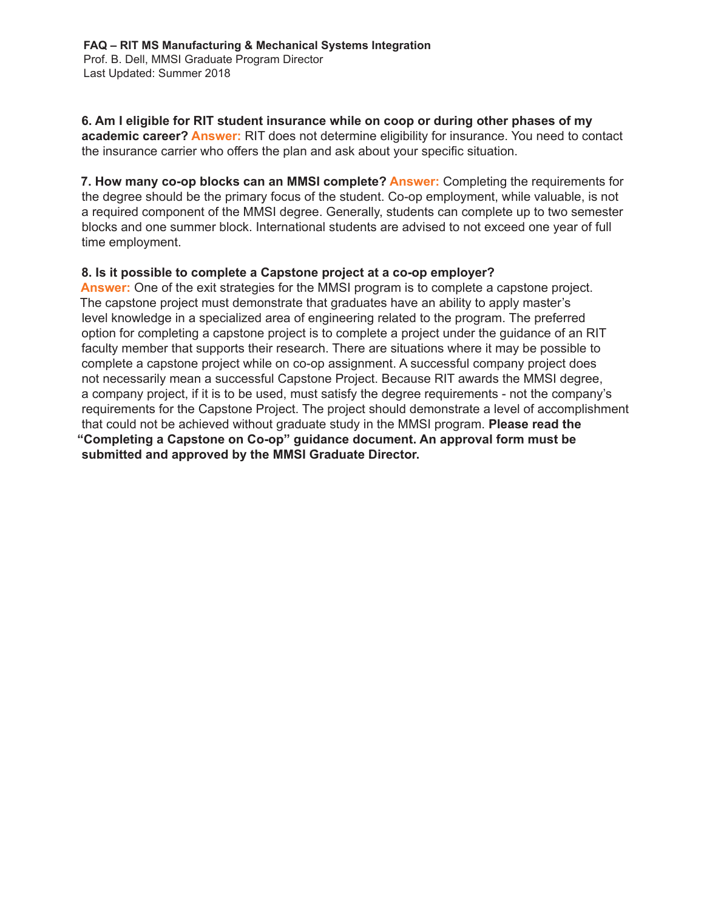**6. Am I eligible for RIT student insurance while on coop or during other phases of my academic career?** **Answer:** RIT does not determine eligibility for insurance. You need to contact the insurance carrier who offers the plan and ask about your specific situation.

**7. How many co-op blocks can an MMSI complete?** **Answer:** Completing the requirements for the degree should be the primary focus of the student. Co-op employment, while valuable, is not a required component of the MMSI degree. Generally, students can complete up to two semester blocks and one summer block. International students are advised to not exceed one year of full time employment.

**8. Is it possible to complete a Capstone project at a co-op employer?**
**Answer:** One of the exit strategies for the MMSI program is to complete a capstone project. The capstone project must demonstrate that graduates have an ability to apply master's level knowledge in a specialized area of engineering related to the program. The preferred option for completing a capstone project is to complete a project under the guidance of an RIT faculty member that supports their research. There are situations where it may be possible to complete a capstone project while on co-op assignment. A successful company project does not necessarily mean a successful Capstone Project. Because RIT awards the MMSI degree, a company project, if it is to be used, must satisfy the degree requirements - not the company's requirements for the Capstone Project. The project should demonstrate a level of accomplishment that could not be achieved without graduate study in the MMSI program. **Please read the "Completing a Capstone on Co-op" guidance document. An approval form must be submitted and approved by the MMSI Graduate Director.**